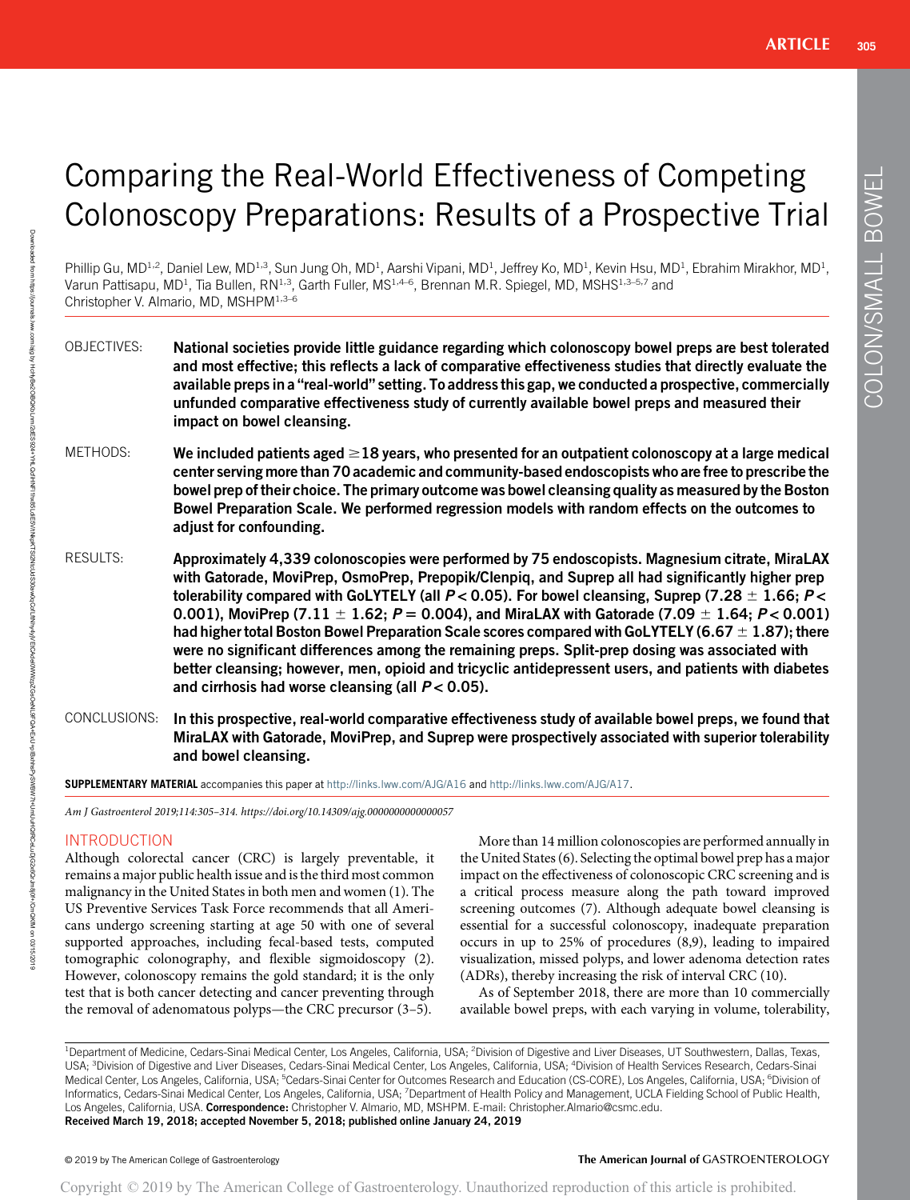# Comparing the Real-World Effectiveness of Competing Colonoscopy Preparations: Results of a Prospective Trial

Phillip Gu, MD[1,2], Daniel Lew, MD[1,3], Sun Jung Oh, MD[1], Aarshi Vipani, MD[1], Jeffrey Ko, MD[1], Kevin Hsu, MD[1], Ebrahim Mirakhor, MD[1], Varun Pattisapu, MD[1], Tia Bullen, RN[1,3], Garth Fuller, MS[1,4–6], Brennan M.R. Spiegel, MD, MSHS[1,3–5,7] and Christopher V. Almario, MD, MSHPM[1,3–6]

**OBJECTIVES:** **National societies provide little guidance regarding which colonoscopy bowel preps are best tolerated and most effective; this reflects a lack of comparative effectiveness studies that directly evaluate the available preps in a "real-world" setting. To address this gap, we conducted a prospective, commercially unfunded comparative effectiveness study of currently available bowel preps and measured their impact on bowel cleansing.**

**METHODS:** **We included patients aged ≥18 years, who presented for an outpatient colonoscopy at a large medical center serving more than 70 academic and community-based endoscopists who are free to prescribe the bowel prep of their choice. The primary outcome was bowel cleansing quality as measured by the Boston Bowel Preparation Scale. We performed regression models with random effects on the outcomes to adjust for confounding.**

**RESULTS:** **Approximately 4,339 colonoscopies were performed by 75 endoscopists. Magnesium citrate, MiraLAX with Gatorade, MoviPrep, OsmoPrep, Prepopik/Clenpiq, and Suprep all had significantly higher prep tolerability compared with GoLYTELY (all $P < 0.05$). For bowel cleansing, Suprep (7.28 ± 1.66; $P < 0.001$), MoviPrep (7.11 ± 1.62; $P = 0.004$), and MiraLAX with Gatorade (7.09 ± 1.64; $P < 0.001$) had higher total Boston Bowel Preparation Scale scores compared with GoLYTELY (6.67 ± 1.87); there were no significant differences among the remaining preps. Split-prep dosing was associated with better cleansing; however, men, opioid and tricyclic antidepressent users, and patients with diabetes and cirrhosis had worse cleansing (all $P < 0.05$).**

**CONCLUSIONS:** **In this prospective, real-world comparative effectiveness study of available bowel preps, we found that MiraLAX with Gatorade, MoviPrep, and Suprep were prospectively associated with superior tolerability and bowel cleansing.**

**SUPPLEMENTARY MATERIAL** accompanies this paper at http://links.lww.com/AJG/A16 and http://links.lww.com/AJG/A17.

*Am J Gastroenterol 2019;114:305–314. https://doi.org/10.14309/ajg.0000000000000057*

## INTRODUCTION

Although colorectal cancer (CRC) is largely preventable, it remains a major public health issue and is the third most common malignancy in the United States in both men and women (1). The US Preventive Services Task Force recommends that all Americans undergo screening starting at age 50 with one of several supported approaches, including fecal-based tests, computed tomographic colonography, and flexible sigmoidoscopy (2). However, colonoscopy remains the gold standard; it is the only test that is both cancer detecting and cancer preventing through the removal of adenomatous polyps—the CRC precursor (3–5).

More than 14 million colonoscopies are performed annually in the United States (6). Selecting the optimal bowel prep has a major impact on the effectiveness of colonoscopic CRC screening and is a critical process measure along the path toward improved screening outcomes (7). Although adequate bowel cleansing is essential for a successful colonoscopy, inadequate preparation occurs in up to 25% of procedures (8,9), leading to impaired visualization, missed polyps, and lower adenoma detection rates (ADRs), thereby increasing the risk of interval CRC (10).

As of September 2018, there are more than 10 commercially available bowel preps, with each varying in volume, tolerability,

[1]Department of Medicine, Cedars-Sinai Medical Center, Los Angeles, California, USA; [2]Division of Digestive and Liver Diseases, UT Southwestern, Dallas, Texas, USA; [3]Division of Digestive and Liver Diseases, Cedars-Sinai Medical Center, Los Angeles, California, USA; [4]Division of Health Services Research, Cedars-Sinai Medical Center, Los Angeles, California, USA; [5]Cedars-Sinai Center for Outcomes Research and Education (CS-CORE), Los Angeles, California, USA; [6]Division of Informatics, Cedars-Sinai Medical Center, Los Angeles, California, USA; [7]Department of Health Policy and Management, UCLA Fielding School of Public Health, Los Angeles, California, USA. **Correspondence:** Christopher V. Almario, MD, MSHPM. E-mail: Christopher.Almario@csmc.edu.
**Received March 19, 2018; accepted November 5, 2018; published online January 24, 2019**

© 2019 by The American College of Gastroenterology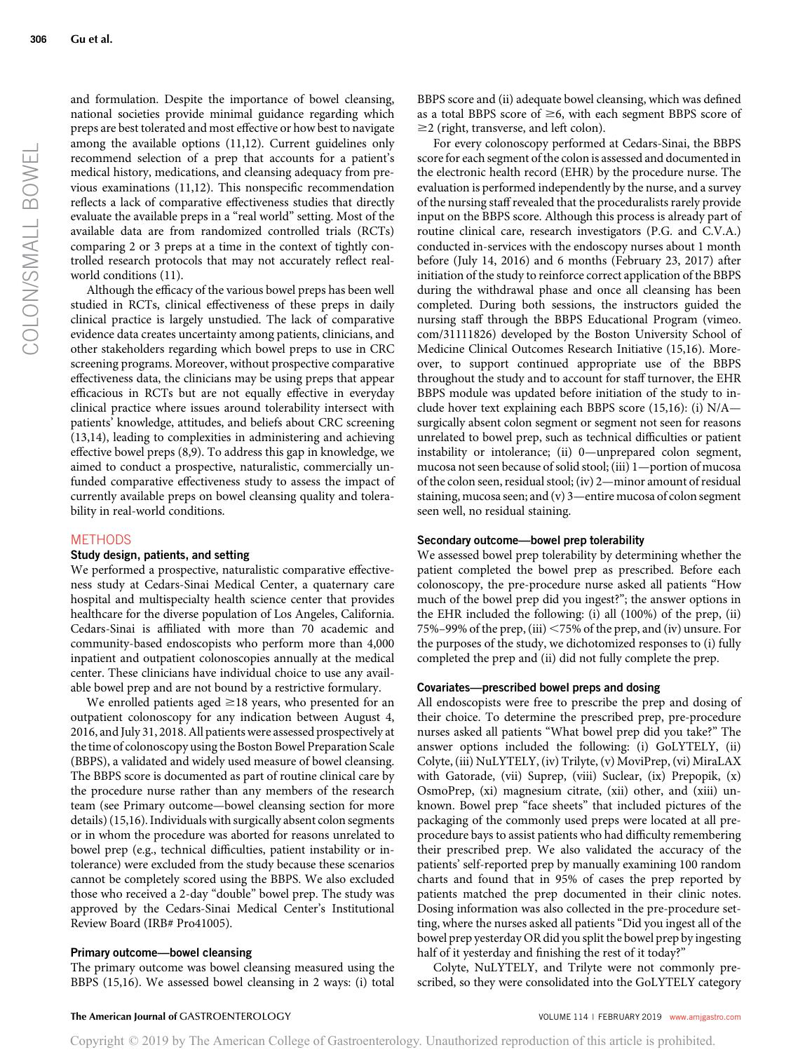and formulation. Despite the importance of bowel cleansing, national societies provide minimal guidance regarding which preps are best tolerated and most effective or how best to navigate among the available options (11,12). Current guidelines only recommend selection of a prep that accounts for a patient's medical history, medications, and cleansing adequacy from previous examinations (11,12). This nonspecific recommendation reflects a lack of comparative effectiveness studies that directly evaluate the available preps in a "real world" setting. Most of the available data are from randomized controlled trials (RCTs) comparing 2 or 3 preps at a time in the context of tightly controlled research protocols that may not accurately reflect real-world conditions (11).

Although the efficacy of the various bowel preps has been well studied in RCTs, clinical effectiveness of these preps in daily clinical practice is largely unstudied. The lack of comparative evidence data creates uncertainty among patients, clinicians, and other stakeholders regarding which bowel preps to use in CRC screening programs. Moreover, without prospective comparative effectiveness data, the clinicians may be using preps that appear efficacious in RCTs but are not equally effective in everyday clinical practice where issues around tolerability intersect with patients' knowledge, attitudes, and beliefs about CRC screening (13,14), leading to complexities in administering and achieving effective bowel preps (8,9). To address this gap in knowledge, we aimed to conduct a prospective, naturalistic, commercially unfunded comparative effectiveness study to assess the impact of currently available preps on bowel cleansing quality and tolerability in real-world conditions.

## METHODS

### Study design, patients, and setting

We performed a prospective, naturalistic comparative effectiveness study at Cedars-Sinai Medical Center, a quaternary care hospital and multispecialty health science center that provides healthcare for the diverse population of Los Angeles, California. Cedars-Sinai is affiliated with more than 70 academic and community-based endoscopists who perform more than 4,000 inpatient and outpatient colonoscopies annually at the medical center. These clinicians have individual choice to use any available bowel prep and are not bound by a restrictive formulary.

We enrolled patients aged ≥18 years, who presented for an outpatient colonoscopy for any indication between August 4, 2016, and July 31, 2018. All patients were assessed prospectively at the time of colonoscopy using the Boston Bowel Preparation Scale (BBPS), a validated and widely used measure of bowel cleansing. The BBPS score is documented as part of routine clinical care by the procedure nurse rather than any members of the research team (see Primary outcome—bowel cleansing section for more details) (15,16). Individuals with surgically absent colon segments or in whom the procedure was aborted for reasons unrelated to bowel prep (e.g., technical difficulties, patient instability or intolerance) were excluded from the study because these scenarios cannot be completely scored using the BBPS. We also excluded those who received a 2-day "double" bowel prep. The study was approved by the Cedars-Sinai Medical Center's Institutional Review Board (IRB# Pro41005).

### Primary outcome—bowel cleansing

The primary outcome was bowel cleansing measured using the BBPS (15,16). We assessed bowel cleansing in 2 ways: (i) total BBPS score and (ii) adequate bowel cleansing, which was defined as a total BBPS score of ≥6, with each segment BBPS score of ≥2 (right, transverse, and left colon).

For every colonoscopy performed at Cedars-Sinai, the BBPS score for each segment of the colon is assessed and documented in the electronic health record (EHR) by the procedure nurse. The evaluation is performed independently by the nurse, and a survey of the nursing staff revealed that the proceduralists rarely provide input on the BBPS score. Although this process is already part of routine clinical care, research investigators (P.G. and C.V.A.) conducted in-services with the endoscopy nurses about 1 month before (July 14, 2016) and 6 months (February 23, 2017) after initiation of the study to reinforce correct application of the BBPS during the withdrawal phase and once all cleansing has been completed. During both sessions, the instructors guided the nursing staff through the BBPS Educational Program (vimeo.com/31111826) developed by the Boston University School of Medicine Clinical Outcomes Research Initiative (15,16). Moreover, to support continued appropriate use of the BBPS throughout the study and to account for staff turnover, the EHR BBPS module was updated before initiation of the study to include hover text explaining each BBPS score (15,16): (i) N/A—surgically absent colon segment or segment not seen for reasons unrelated to bowel prep, such as technical difficulties or patient instability or intolerance; (ii) 0—unprepared colon segment, mucosa not seen because of solid stool; (iii) 1—portion of mucosa of the colon seen, residual stool; (iv) 2—minor amount of residual staining, mucosa seen; and (v) 3—entire mucosa of colon segment seen well, no residual staining.

### Secondary outcome—bowel prep tolerability

We assessed bowel prep tolerability by determining whether the patient completed the bowel prep as prescribed. Before each colonoscopy, the pre-procedure nurse asked all patients "How much of the bowel prep did you ingest?"; the answer options in the EHR included the following: (i) all (100%) of the prep, (ii) 75%–99% of the prep, (iii) <75% of the prep, and (iv) unsure. For the purposes of the study, we dichotomized responses to (i) fully completed the prep and (ii) did not fully complete the prep.

### Covariates—prescribed bowel preps and dosing

All endoscopists were free to prescribe the prep and dosing of their choice. To determine the prescribed prep, pre-procedure nurses asked all patients "What bowel prep did you take?" The answer options included the following: (i) GoLYTELY, (ii) Colyte, (iii) NuLYTELY, (iv) Trilyte, (v) MoviPrep, (vi) MiraLAX with Gatorade, (vii) Suprep, (viii) Suclear, (ix) Prepopik, (x) OsmoPrep, (xi) magnesium citrate, (xii) other, and (xiii) unknown. Bowel prep "face sheets" that included pictures of the packaging of the commonly used preps were located at all pre-procedure bays to assist patients who had difficulty remembering their prescribed prep. We also validated the accuracy of the patients' self-reported prep by manually examining 100 random charts and found that in 95% of cases the prep reported by patients matched the prep documented in their clinic notes. Dosing information was also collected in the pre-procedure setting, where the nurses asked all patients "Did you ingest all of the bowel prep yesterday OR did you split the bowel prep by ingesting half of it yesterday and finishing the rest of it today?"

Colyte, NuLYTELY, and Trilyte were not commonly prescribed, so they were consolidated into the GoLYTELY category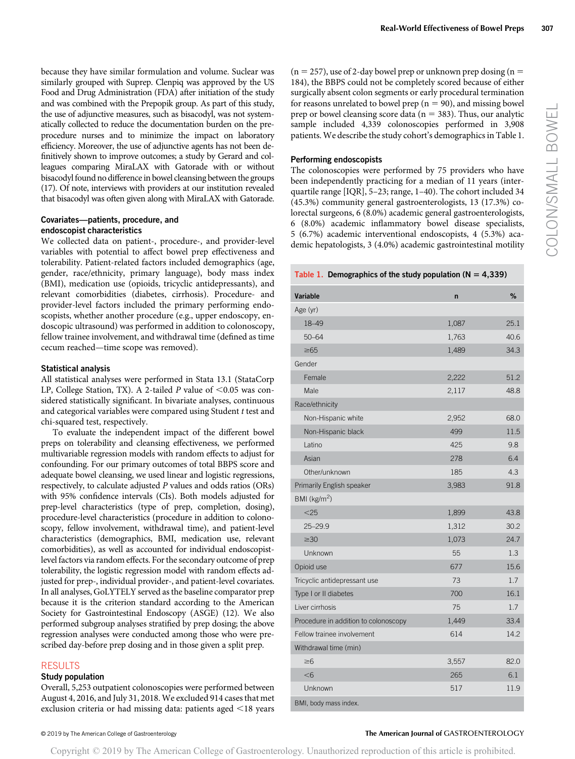because they have similar formulation and volume. Suclear was similarly grouped with Suprep. Clenpiq was approved by the US Food and Drug Administration (FDA) after initiation of the study and was combined with the Prepopik group. As part of this study, the use of adjunctive measures, such as bisacodyl, was not systematically collected to reduce the documentation burden on the preprocedure nurses and to minimize the impact on laboratory efficiency. Moreover, the use of adjunctive agents has not been definitively shown to improve outcomes; a study by Gerard and colleagues comparing MiraLAX with Gatorade with or without bisacodyl found no difference in bowel cleansing between the groups (17). Of note, interviews with providers at our institution revealed that bisacodyl was often given along with MiraLAX with Gatorade.

### Covariates—patients, procedure, and endoscopist characteristics

We collected data on patient-, procedure-, and provider-level variables with potential to affect bowel prep effectiveness and tolerability. Patient-related factors included demographics (age, gender, race/ethnicity, primary language), body mass index (BMI), medication use (opioids, tricyclic antidepressants), and relevant comorbidities (diabetes, cirrhosis). Procedure- and provider-level factors included the primary performing endoscopists, whether another procedure (e.g., upper endoscopy, endoscopic ultrasound) was performed in addition to colonoscopy, fellow trainee involvement, and withdrawal time (defined as time cecum reached—time scope was removed).

### Statistical analysis

All statistical analyses were performed in Stata 13.1 (StataCorp LP, College Station, TX). A 2-tailed *P* value of $<0.05$ was considered statistically significant. In bivariate analyses, continuous and categorical variables were compared using Student *t* test and chi-squared test, respectively.

To evaluate the independent impact of the different bowel preps on tolerability and cleansing effectiveness, we performed multivariable regression models with random effects to adjust for confounding. For our primary outcomes of total BBPS score and adequate bowel cleansing, we used linear and logistic regressions, respectively, to calculate adjusted *P* values and odds ratios (ORs) with 95% confidence intervals (CIs). Both models adjusted for prep-level characteristics (type of prep, completion, dosing), procedure-level characteristics (procedure in addition to colonoscopy, fellow involvement, withdrawal time), and patient-level characteristics (demographics, BMI, medication use, relevant comorbidities), as well as accounted for individual endoscopist-level factors via random effects. For the secondary outcome of prep tolerability, the logistic regression model with random effects adjusted for prep-, individual provider-, and patient-level covariates. In all analyses, GoLYTELY served as the baseline comparator prep because it is the criterion standard according to the American Society for Gastrointestinal Endoscopy (ASGE) (12). We also performed subgroup analyses stratified by prep dosing; the above regression analyses were conducted among those who were prescribed day-before prep dosing and in those given a split prep.

## RESULTS

### Study population

Overall, 5,253 outpatient colonoscopies were performed between August 4, 2016, and July 31, 2018. We excluded 914 cases that met exclusion criteria or had missing data: patients aged $<18$ years ($n = 257$), use of 2-day bowel prep or unknown prep dosing ($n = 184$), the BBPS could not be completely scored because of either surgically absent colon segments or early procedural termination for reasons unrelated to bowel prep ($n = 90$), and missing bowel prep or bowel cleansing score data ($n = 383$). Thus, our analytic sample included 4,339 colonoscopies performed in 3,908 patients. We describe the study cohort's demographics in Table 1.

### Performing endoscopists

The colonoscopies were performed by 75 providers who have been independently practicing for a median of 11 years (interquartile range [IQR], 5–23; range, 1–40). The cohort included 34 (45.3%) community general gastroenterologists, 13 (17.3%) colorectal surgeons, 6 (8.0%) academic general gastroenterologists, 6 (8.0%) academic inflammatory bowel disease specialists, 5 (6.7%) academic interventional endoscopists, 4 (5.3%) academic hepatologists, 3 (4.0%) academic gastrointestinal motility

**Table 1. Demographics of the study population (N = 4,339)**

| Variable | n | % |
|---|---|---|
| Age (yr) | | |
| 18–49 | 1,087 | 25.1 |
| 50–64 | 1,763 | 40.6 |
| ≥65 | 1,489 | 34.3 |
| Gender | | |
| Female | 2,222 | 51.2 |
| Male | 2,117 | 48.8 |
| Race/ethnicity | | |
| Non-Hispanic white | 2,952 | 68.0 |
| Non-Hispanic black | 499 | 11.5 |
| Latino | 425 | 9.8 |
| Asian | 278 | 6.4 |
| Other/unknown | 185 | 4.3 |
| Primarily English speaker | 3,983 | 91.8 |
| BMI (kg/m$^2$) | | |
| <25 | 1,899 | 43.8 |
| 25–29.9 | 1,312 | 30.2 |
| ≥30 | 1,073 | 24.7 |
| Unknown | 55 | 1.3 |
| Opioid use | 677 | 15.6 |
| Tricyclic antidepressant use | 73 | 1.7 |
| Type I or II diabetes | 700 | 16.1 |
| Liver cirrhosis | 75 | 1.7 |
| Procedure in addition to colonoscopy | 1,449 | 33.4 |
| Fellow trainee involvement | 614 | 14.2 |
| Withdrawal time (min) | | |
| ≥6 | 3,557 | 82.0 |
| <6 | 265 | 6.1 |
| Unknown | 517 | 11.9 |

BMI, body mass index.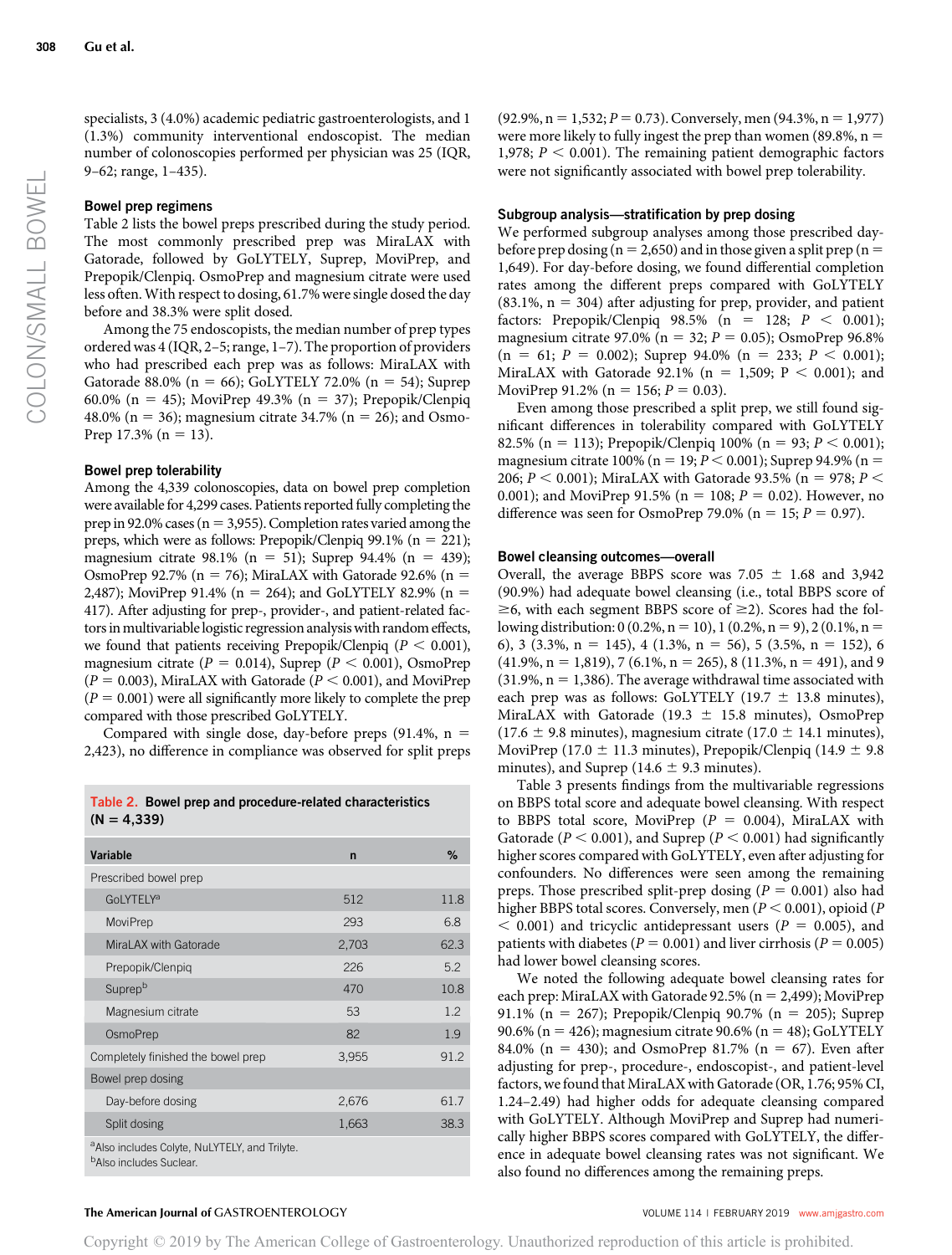specialists, 3 (4.0%) academic pediatric gastroenterologists, and 1 (1.3%) community interventional endoscopist. The median number of colonoscopies performed per physician was 25 (IQR, 9–62; range, 1–435).

### Bowel prep regimens

Table 2 lists the bowel preps prescribed during the study period. The most commonly prescribed prep was MiraLAX with Gatorade, followed by GoLYTELY, Suprep, MoviPrep, and Prepopik/Clenpiq. OsmoPrep and magnesium citrate were used less often. With respect to dosing, 61.7% were single dosed the day before and 38.3% were split dosed.

Among the 75 endoscopists, the median number of prep types ordered was 4 (IQR, 2–5; range, 1–7). The proportion of providers who had prescribed each prep was as follows: MiraLAX with Gatorade 88.0% (n = 66); GoLYTELY 72.0% (n = 54); Suprep 60.0% (n = 45); MoviPrep 49.3% (n = 37); Prepopik/Clenpiq 48.0% (n = 36); magnesium citrate 34.7% (n = 26); and OsmoPrep 17.3% (n = 13).

### Bowel prep tolerability

Among the 4,339 colonoscopies, data on bowel prep completion were available for 4,299 cases. Patients reported fully completing the prep in 92.0% cases (n = 3,955). Completion rates varied among the preps, which were as follows: Prepopik/Clenpiq 99.1% (n = 221); magnesium citrate 98.1% (n = 51); Suprep 94.4% (n = 439); OsmoPrep 92.7% (n = 76); MiraLAX with Gatorade 92.6% (n = 2,487); MoviPrep 91.4% (n = 264); and GoLYTELY 82.9% (n = 417). After adjusting for prep-, provider-, and patient-related factors in multivariable logistic regression analysis with random effects, we found that patients receiving Prepopik/Clenpiq ($P < 0.001$), magnesium citrate ($P = 0.014$), Suprep ($P < 0.001$), OsmoPrep ($P = 0.003$), MiraLAX with Gatorade ($P < 0.001$), and MoviPrep ($P = 0.001$) were all significantly more likely to complete the prep compared with those prescribed GoLYTELY.

Compared with single dose, day-before preps (91.4%, n = 2,423), no difference in compliance was observed for split preps (92.9%, n = 1,532; $P = 0.73$). Conversely, men (94.3%, n = 1,977) were more likely to fully ingest the prep than women (89.8%, n = 1,978; $P < 0.001$). The remaining patient demographic factors were not significantly associated with bowel prep tolerability.

**Table 2. Bowel prep and procedure-related characteristics (N = 4,339)**

| Variable | n | % |
|---|---|---|
| Prescribed bowel prep | | |
| GoLYTELY[a] | 512 | 11.8 |
| MoviPrep | 293 | 6.8 |
| MiraLAX with Gatorade | 2,703 | 62.3 |
| Prepopik/Clenpiq | 226 | 5.2 |
| Suprep[b] | 470 | 10.8 |
| Magnesium citrate | 53 | 1.2 |
| OsmoPrep | 82 | 1.9 |
| Completely finished the bowel prep | 3,955 | 91.2 |
| Bowel prep dosing | | |
| Day-before dosing | 2,676 | 61.7 |
| Split dosing | 1,663 | 38.3 |

[a]Also includes Colyte, NuLYTELY, and Trilyte.
[b]Also includes Suclear.

### Subgroup analysis—stratification by prep dosing

We performed subgroup analyses among those prescribed day-before prep dosing (n = 2,650) and in those given a split prep (n = 1,649). For day-before dosing, we found differential completion rates among the different preps compared with GoLYTELY (83.1%, n = 304) after adjusting for prep, provider, and patient factors: Prepopik/Clenpiq 98.5% (n = 128; $P < 0.001$); magnesium citrate 97.0% (n = 32; $P = 0.05$); OsmoPrep 96.8% (n = 61; $P = 0.002$); Suprep 94.0% (n = 233; $P < 0.001$); MiraLAX with Gatorade 92.1% (n = 1,509; $P < 0.001$); and MoviPrep 91.2% (n = 156; $P = 0.03$).

Even among those prescribed a split prep, we still found significant differences in tolerability compared with GoLYTELY 82.5% (n = 113); Prepopik/Clenpiq 100% (n = 93; $P < 0.001$); magnesium citrate 100% (n = 19; $P < 0.001$); Suprep 94.9% (n = 206; $P < 0.001$); MiraLAX with Gatorade 93.5% (n = 978; $P < 0.001$); and MoviPrep 91.5% (n = 108; $P = 0.02$). However, no difference was seen for OsmoPrep 79.0% (n = 15; $P = 0.97$).

### Bowel cleansing outcomes—overall

Overall, the average BBPS score was 7.05 ± 1.68 and 3,942 (90.9%) had adequate bowel cleansing (i.e., total BBPS score of ≥6, with each segment BBPS score of ≥2). Scores had the following distribution: 0 (0.2%, n = 10), 1 (0.2%, n = 9), 2 (0.1%, n = 6), 3 (3.3%, n = 145), 4 (1.3%, n = 56), 5 (3.5%, n = 152), 6 (41.9%, n = 1,819), 7 (6.1%, n = 265), 8 (11.3%, n = 491), and 9 (31.9%, n = 1,386). The average withdrawal time associated with each prep was as follows: GoLYTELY (19.7 ± 13.8 minutes), MiraLAX with Gatorade (19.3 ± 15.8 minutes), OsmoPrep (17.6 ± 9.8 minutes), magnesium citrate (17.0 ± 14.1 minutes), MoviPrep (17.0 ± 11.3 minutes), Prepopik/Clenpiq (14.9 ± 9.8 minutes), and Suprep (14.6 ± 9.3 minutes).

Table 3 presents findings from the multivariable regressions on BBPS total score and adequate bowel cleansing. With respect to BBPS total score, MoviPrep ($P = 0.004$), MiraLAX with Gatorade ($P < 0.001$), and Suprep ($P < 0.001$) had significantly higher scores compared with GoLYTELY, even after adjusting for confounders. No differences were seen among the remaining preps. Those prescribed split-prep dosing ($P = 0.001$) also had higher BBPS total scores. Conversely, men ($P < 0.001$), opioid ($P < 0.001$) and tricyclic antidepressant users ($P = 0.005$), and patients with diabetes ($P = 0.001$) and liver cirrhosis ($P = 0.005$) had lower bowel cleansing scores.

We noted the following adequate bowel cleansing rates for each prep: MiraLAX with Gatorade 92.5% (n = 2,499); MoviPrep 91.1% (n = 267); Prepopik/Clenpiq 90.7% (n = 205); Suprep 90.6% (n = 426); magnesium citrate 90.6% (n = 48); GoLYTELY 84.0% (n = 430); and OsmoPrep 81.7% (n = 67). Even after adjusting for prep-, procedure-, endoscopist-, and patient-level factors, we found that MiraLAX with Gatorade (OR, 1.76; 95% CI, 1.24–2.49) had higher odds for adequate cleansing compared with GoLYTELY. Although MoviPrep and Suprep had numerically higher BBPS scores compared with GoLYTELY, the difference in adequate bowel cleansing rates was not significant. We also found no differences among the remaining preps.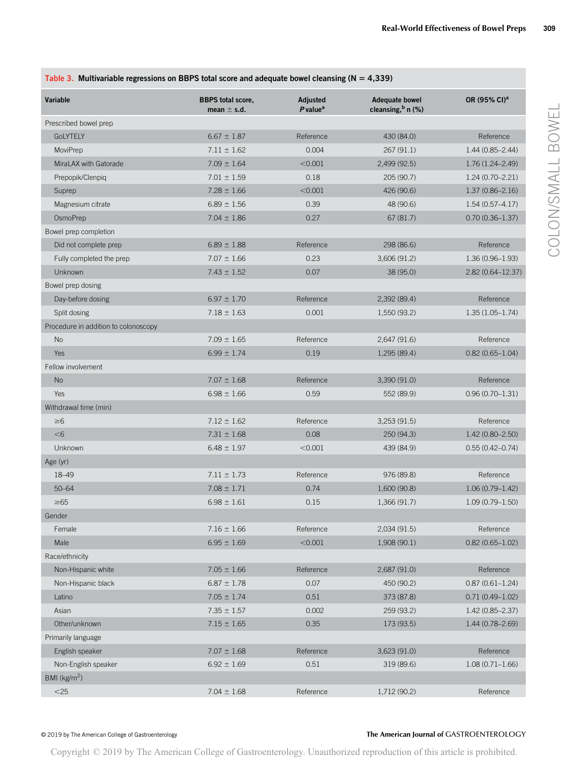**Table 3. Multivariable regressions on BBPS total score and adequate bowel cleansing (N = 4,339)**

| Variable | BBPS total score, mean ± s.d. | Adjusted *P* value[a] | Adequate bowel cleansing,[b] n (%) | OR (95% CI)[a] |
|---|---|---|---|---|
| Prescribed bowel prep | | | | |
| GoLYTELY | 6.67 ± 1.87 | Reference | 430 (84.0) | Reference |
| MoviPrep | 7.11 ± 1.62 | 0.004 | 267 (91.1) | 1.44 (0.85–2.44) |
| MiraLAX with Gatorade | 7.09 ± 1.64 | <0.001 | 2,499 (92.5) | 1.76 (1.24–2.49) |
| Prepopik/Clenpiq | 7.01 ± 1.59 | 0.18 | 205 (90.7) | 1.24 (0.70–2.21) |
| Suprep | 7.28 ± 1.66 | <0.001 | 426 (90.6) | 1.37 (0.86–2.16) |
| Magnesium citrate | 6.89 ± 1.56 | 0.39 | 48 (90.6) | 1.54 (0.57–4.17) |
| OsmoPrep | 7.04 ± 1.86 | 0.27 | 67 (81.7) | 0.70 (0.36–1.37) |
| Bowel prep completion | | | | |
| Did not complete prep | 6.89 ± 1.88 | Reference | 298 (86.6) | Reference |
| Fully completed the prep | 7.07 ± 1.66 | 0.23 | 3,606 (91.2) | 1.36 (0.96–1.93) |
| Unknown | 7.43 ± 1.52 | 0.07 | 38 (95.0) | 2.82 (0.64–12.37) |
| Bowel prep dosing | | | | |
| Day-before dosing | 6.97 ± 1.70 | Reference | 2,392 (89.4) | Reference |
| Split dosing | 7.18 ± 1.63 | 0.001 | 1,550 (93.2) | 1.35 (1.05–1.74) |
| Procedure in addition to colonoscopy | | | | |
| No | 7.09 ± 1.65 | Reference | 2,647 (91.6) | Reference |
| Yes | 6.99 ± 1.74 | 0.19 | 1,295 (89.4) | 0.82 (0.65–1.04) |
| Fellow involvement | | | | |
| No | 7.07 ± 1.68 | Reference | 3,390 (91.0) | Reference |
| Yes | 6.98 ± 1.66 | 0.59 | 552 (89.9) | 0.96 (0.70–1.31) |
| Withdrawal time (min) | | | | |
| ≥6 | 7.12 ± 1.62 | Reference | 3,253 (91.5) | Reference |
| <6 | 7.31 ± 1.68 | 0.08 | 250 (94.3) | 1.42 (0.80–2.50) |
| Unknown | 6.48 ± 1.97 | <0.001 | 439 (84.9) | 0.55 (0.42–0.74) |
| Age (yr) | | | | |
| 18–49 | 7.11 ± 1.73 | Reference | 976 (89.8) | Reference |
| 50–64 | 7.08 ± 1.71 | 0.74 | 1,600 (90.8) | 1.06 (0.79–1.42) |
| ≥65 | 6.98 ± 1.61 | 0.15 | 1,366 (91.7) | 1.09 (0.79–1.50) |
| Gender | | | | |
| Female | 7.16 ± 1.66 | Reference | 2,034 (91.5) | Reference |
| Male | 6.95 ± 1.69 | <0.001 | 1,908 (90.1) | 0.82 (0.65–1.02) |
| Race/ethnicity | | | | |
| Non-Hispanic white | 7.05 ± 1.66 | Reference | 2,687 (91.0) | Reference |
| Non-Hispanic black | 6.87 ± 1.78 | 0.07 | 450 (90.2) | 0.87 (0.61–1.24) |
| Latino | 7.05 ± 1.74 | 0.51 | 373 (87.8) | 0.71 (0.49–1.02) |
| Asian | 7.35 ± 1.57 | 0.002 | 259 (93.2) | 1.42 (0.85–2.37) |
| Other/unknown | 7.15 ± 1.65 | 0.35 | 173 (93.5) | 1.44 (0.78–2.69) |
| Primarily language | | | | |
| English speaker | 7.07 ± 1.68 | Reference | 3,623 (91.0) | Reference |
| Non-English speaker | 6.92 ± 1.69 | 0.51 | 319 (89.6) | 1.08 (0.71–1.66) |
| BMI (kg/m$^2$) | | | | |
| <25 | 7.04 ± 1.68 | Reference | 1,712 (90.2) | Reference |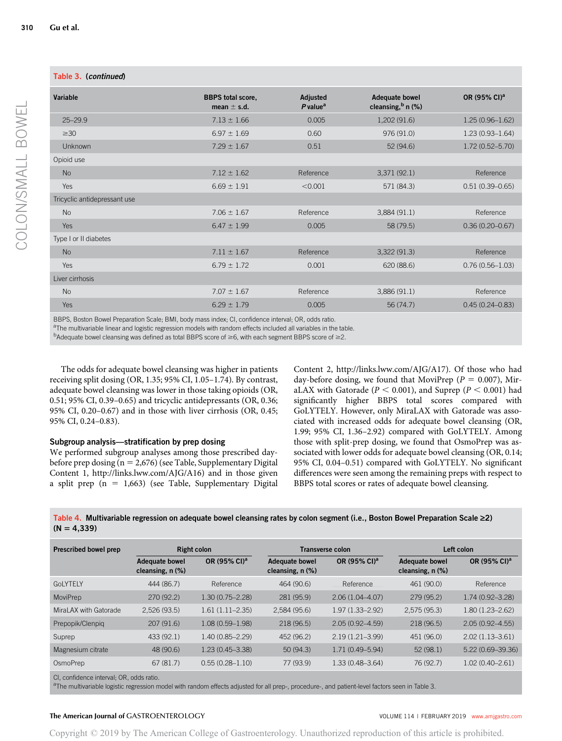Table 3. (continued)

| Variable | BBPS total score, mean ± s.d. | Adjusted $P$ value[a] | Adequate bowel cleansing,[b] n (%) | OR (95% CI)[a] |
|---|---|---|---|---|
| 25–29.9 | 7.13 ± 1.66 | 0.005 | 1,202 (91.6) | 1.25 (0.96–1.62) |
| ≥30 | 6.97 ± 1.69 | 0.60 | 976 (91.0) | 1.23 (0.93–1.64) |
| Unknown | 7.29 ± 1.67 | 0.51 | 52 (94.6) | 1.72 (0.52–5.70) |
| Opioid use | | | | |
| No | 7.12 ± 1.62 | Reference | 3,371 (92.1) | Reference |
| Yes | 6.69 ± 1.91 | <0.001 | 571 (84.3) | 0.51 (0.39–0.65) |
| Tricyclic antidepressant use | | | | |
| No | 7.06 ± 1.67 | Reference | 3,884 (91.1) | Reference |
| Yes | 6.47 ± 1.99 | 0.005 | 58 (79.5) | 0.36 (0.20–0.67) |
| Type I or II diabetes | | | | |
| No | 7.11 ± 1.67 | Reference | 3,322 (91.3) | Reference |
| Yes | 6.79 ± 1.72 | 0.001 | 620 (88.6) | 0.76 (0.56–1.03) |
| Liver cirrhosis | | | | |
| No | 7.07 ± 1.67 | Reference | 3,886 (91.1) | Reference |
| Yes | 6.29 ± 1.79 | 0.005 | 56 (74.7) | 0.45 (0.24–0.83) |

BBPS, Boston Bowel Preparation Scale; BMI, body mass index; CI, confidence interval; OR, odds ratio.
[a]The multivariable linear and logistic regression models with random effects included all variables in the table.
[b]Adequate bowel cleansing was defined as total BBPS score of ≥6, with each segment BBPS score of ≥2.

The odds for adequate bowel cleansing was higher in patients receiving split dosing (OR, 1.35; 95% CI, 1.05–1.74). By contrast, adequate bowel cleansing was lower in those taking opioids (OR, 0.51; 95% CI, 0.39–0.65) and tricyclic antidepressants (OR, 0.36; 95% CI, 0.20–0.67) and in those with liver cirrhosis (OR, 0.45; 95% CI, 0.24–0.83).

### Subgroup analysis—stratification by prep dosing

We performed subgroup analyses among those prescribed day-before prep dosing (n = 2,676) (see Table, Supplementary Digital Content 1, http://links.lww.com/AJG/A16) and in those given a split prep (n = 1,663) (see Table, Supplementary Digital Content 2, http://links.lww.com/AJG/A17). Of those who had day-before dosing, we found that MoviPrep ($P$ = 0.007), MiraLAX with Gatorade ($P$ < 0.001), and Suprep ($P$ < 0.001) had significantly higher BBPS total scores compared with GoLYTELY. However, only MiraLAX with Gatorade was associated with increased odds for adequate bowel cleansing (OR, 1.99; 95% CI, 1.36–2.92) compared with GoLYTELY. Among those with split-prep dosing, we found that OsmoPrep was associated with lower odds for adequate bowel cleansing (OR, 0.14; 95% CI, 0.04–0.51) compared with GoLYTELY. No significant differences were seen among the remaining preps with respect to BBPS total scores or rates of adequate bowel cleansing.

Table 4. **Multivariable regression on adequate bowel cleansing rates by colon segment (i.e., Boston Bowel Preparation Scale ≥2) (N = 4,339)**

| Prescribed bowel prep | Right colon | | Transverse colon | | Left colon | |
|---|---|---|---|---|---|---|
| | Adequate bowel cleansing, n (%) | OR (95% CI)[a] | Adequate bowel cleansing, n (%) | OR (95% CI)[a] | Adequate bowel cleansing, n (%) | OR (95% CI)[a] |
| GoLYTELY | 444 (86.7) | Reference | 464 (90.6) | Reference | 461 (90.0) | Reference |
| MoviPrep | 270 (92.2) | 1.30 (0.75–2.28) | 281 (95.9) | 2.06 (1.04–4.07) | 279 (95.2) | 1.74 (0.92–3.28) |
| MiraLAX with Gatorade | 2,526 (93.5) | 1.61 (1.11–2.35) | 2,584 (95.6) | 1.97 (1.33–2.92) | 2,575 (95.3) | 1.80 (1.23–2.62) |
| Prepopik/Clenpiq | 207 (91.6) | 1.08 (0.59–1.98) | 218 (96.5) | 2.05 (0.92–4.59) | 218 (96.5) | 2.05 (0.92–4.55) |
| Suprep | 433 (92.1) | 1.40 (0.85–2.29) | 452 (96.2) | 2.19 (1.21–3.99) | 451 (96.0) | 2.02 (1.13–3.61) |
| Magnesium citrate | 48 (90.6) | 1.23 (0.45–3.38) | 50 (94.3) | 1.71 (0.49–5.94) | 52 (98.1) | 5.22 (0.69–39.36) |
| OsmoPrep | 67 (81.7) | 0.55 (0.28–1.10) | 77 (93.9) | 1.33 (0.48–3.64) | 76 (92.7) | 1.02 (0.40–2.61) |

CI, confidence interval; OR, odds ratio.
[a]The multivariable logistic regression model with random effects adjusted for all prep-, procedure-, and patient-level factors seen in Table 3.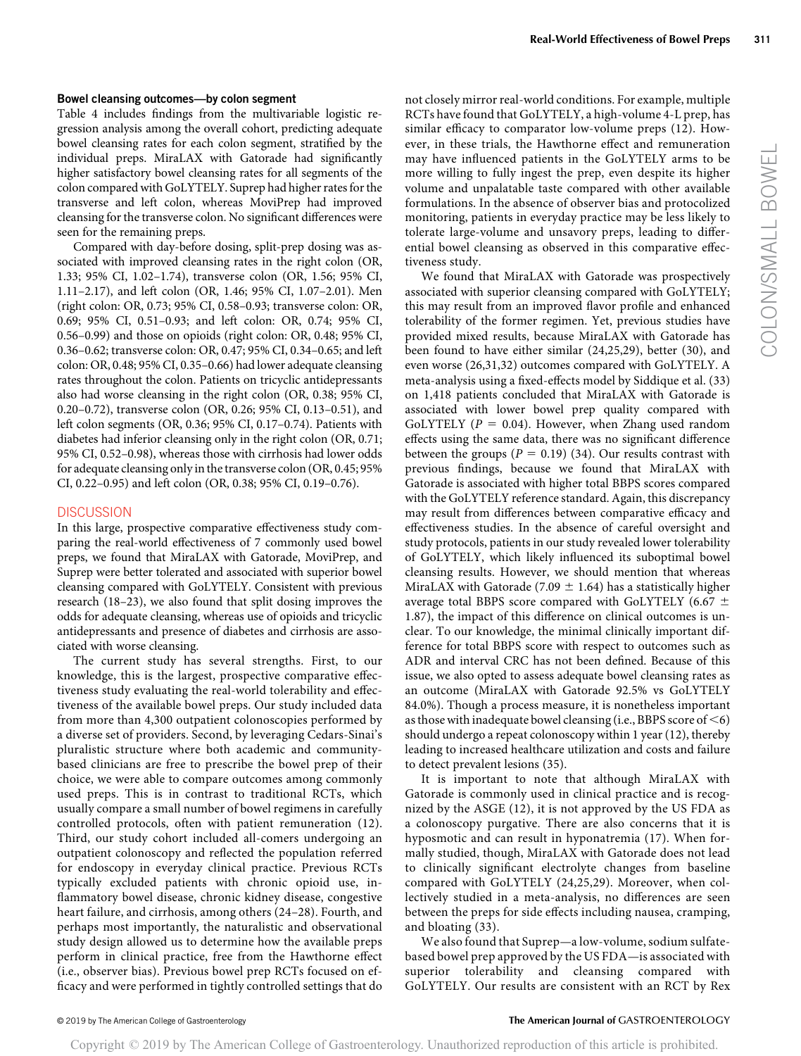### Bowel cleansing outcomes—by colon segment

Table 4 includes findings from the multivariable logistic regression analysis among the overall cohort, predicting adequate bowel cleansing rates for each colon segment, stratified by the individual preps. MiraLAX with Gatorade had significantly higher satisfactory bowel cleansing rates for all segments of the colon compared with GoLYTELY. Suprep had higher rates for the transverse and left colon, whereas MoviPrep had improved cleansing for the transverse colon. No significant differences were seen for the remaining preps.

Compared with day-before dosing, split-prep dosing was associated with improved cleansing rates in the right colon (OR, 1.33; 95% CI, 1.02–1.74), transverse colon (OR, 1.56; 95% CI, 1.11–2.17), and left colon (OR, 1.46; 95% CI, 1.07–2.01). Men (right colon: OR, 0.73; 95% CI, 0.58–0.93; transverse colon: OR, 0.69; 95% CI, 0.51–0.93; and left colon: OR, 0.74; 95% CI, 0.56–0.99) and those on opioids (right colon: OR, 0.48; 95% CI, 0.36–0.62; transverse colon: OR, 0.47; 95% CI, 0.34–0.65; and left colon: OR, 0.48; 95% CI, 0.35–0.66) had lower adequate cleansing rates throughout the colon. Patients on tricyclic antidepressants also had worse cleansing in the right colon (OR, 0.38; 95% CI, 0.20–0.72), transverse colon (OR, 0.26; 95% CI, 0.13–0.51), and left colon segments (OR, 0.36; 95% CI, 0.17–0.74). Patients with diabetes had inferior cleansing only in the right colon (OR, 0.71; 95% CI, 0.52–0.98), whereas those with cirrhosis had lower odds for adequate cleansing only in the transverse colon (OR, 0.45; 95% CI, 0.22–0.95) and left colon (OR, 0.38; 95% CI, 0.19–0.76).

## DISCUSSION

In this large, prospective comparative effectiveness study comparing the real-world effectiveness of 7 commonly used bowel preps, we found that MiraLAX with Gatorade, MoviPrep, and Suprep were better tolerated and associated with superior bowel cleansing compared with GoLYTELY. Consistent with previous research (18–23), we also found that split dosing improves the odds for adequate cleansing, whereas use of opioids and tricyclic antidepressants and presence of diabetes and cirrhosis are associated with worse cleansing.

The current study has several strengths. First, to our knowledge, this is the largest, prospective comparative effectiveness study evaluating the real-world tolerability and effectiveness of the available bowel preps. Our study included data from more than 4,300 outpatient colonoscopies performed by a diverse set of providers. Second, by leveraging Cedars-Sinai's pluralistic structure where both academic and community-based clinicians are free to prescribe the bowel prep of their choice, we were able to compare outcomes among commonly used preps. This is in contrast to traditional RCTs, which usually compare a small number of bowel regimens in carefully controlled protocols, often with patient remuneration (12). Third, our study cohort included all-comers undergoing an outpatient colonoscopy and reflected the population referred for endoscopy in everyday clinical practice. Previous RCTs typically excluded patients with chronic opioid use, inflammatory bowel disease, chronic kidney disease, congestive heart failure, and cirrhosis, among others (24–28). Fourth, and perhaps most importantly, the naturalistic and observational study design allowed us to determine how the available preps perform in clinical practice, free from the Hawthorne effect (i.e., observer bias). Previous bowel prep RCTs focused on efficacy and were performed in tightly controlled settings that do not closely mirror real-world conditions. For example, multiple RCTs have found that GoLYTELY, a high-volume 4-L prep, has similar efficacy to comparator low-volume preps (12). However, in these trials, the Hawthorne effect and remuneration may have influenced patients in the GoLYTELY arms to be more willing to fully ingest the prep, even despite its higher volume and unpalatable taste compared with other available formulations. In the absence of observer bias and protocolized monitoring, patients in everyday practice may be less likely to tolerate large-volume and unsavory preps, leading to differential bowel cleansing as observed in this comparative effectiveness study.

We found that MiraLAX with Gatorade was prospectively associated with superior cleansing compared with GoLYTELY; this may result from an improved flavor profile and enhanced tolerability of the former regimen. Yet, previous studies have provided mixed results, because MiraLAX with Gatorade has been found to have either similar (24,25,29), better (30), and even worse (26,31,32) outcomes compared with GoLYTELY. A meta-analysis using a fixed-effects model by Siddique et al. (33) on 1,418 patients concluded that MiraLAX with Gatorade is associated with lower bowel prep quality compared with GoLYTELY ($P = 0.04$). However, when Zhang used random effects using the same data, there was no significant difference between the groups ($P = 0.19$) (34). Our results contrast with previous findings, because we found that MiraLAX with Gatorade is associated with higher total BBPS scores compared with the GoLYTELY reference standard. Again, this discrepancy may result from differences between comparative efficacy and effectiveness studies. In the absence of careful oversight and study protocols, patients in our study revealed lower tolerability of GoLYTELY, which likely influenced its suboptimal bowel cleansing results. However, we should mention that whereas MiraLAX with Gatorade (7.09 $\pm$ 1.64) has a statistically higher average total BBPS score compared with GoLYTELY (6.67 $\pm$ 1.87), the impact of this difference on clinical outcomes is unclear. To our knowledge, the minimal clinically important difference for total BBPS score with respect to outcomes such as ADR and interval CRC has not been defined. Because of this issue, we also opted to assess adequate bowel cleansing rates as an outcome (MiraLAX with Gatorade 92.5% vs GoLYTELY 84.0%). Though a process measure, it is nonetheless important as those with inadequate bowel cleansing (i.e., BBPS score of <6) should undergo a repeat colonoscopy within 1 year (12), thereby leading to increased healthcare utilization and costs and failure to detect prevalent lesions (35).

It is important to note that although MiraLAX with Gatorade is commonly used in clinical practice and is recognized by the ASGE (12), it is not approved by the US FDA as a colonoscopy purgative. There are also concerns that it is hyposmotic and can result in hyponatremia (17). When formally studied, though, MiraLAX with Gatorade does not lead to clinically significant electrolyte changes from baseline compared with GoLYTELY (24,25,29). Moreover, when collectively studied in a meta-analysis, no differences are seen between the preps for side effects including nausea, cramping, and bloating (33).

We also found that Suprep—a low-volume, sodium sulfate-based bowel prep approved by the US FDA—is associated with superior tolerability and cleansing compared with GoLYTELY. Our results are consistent with an RCT by Rex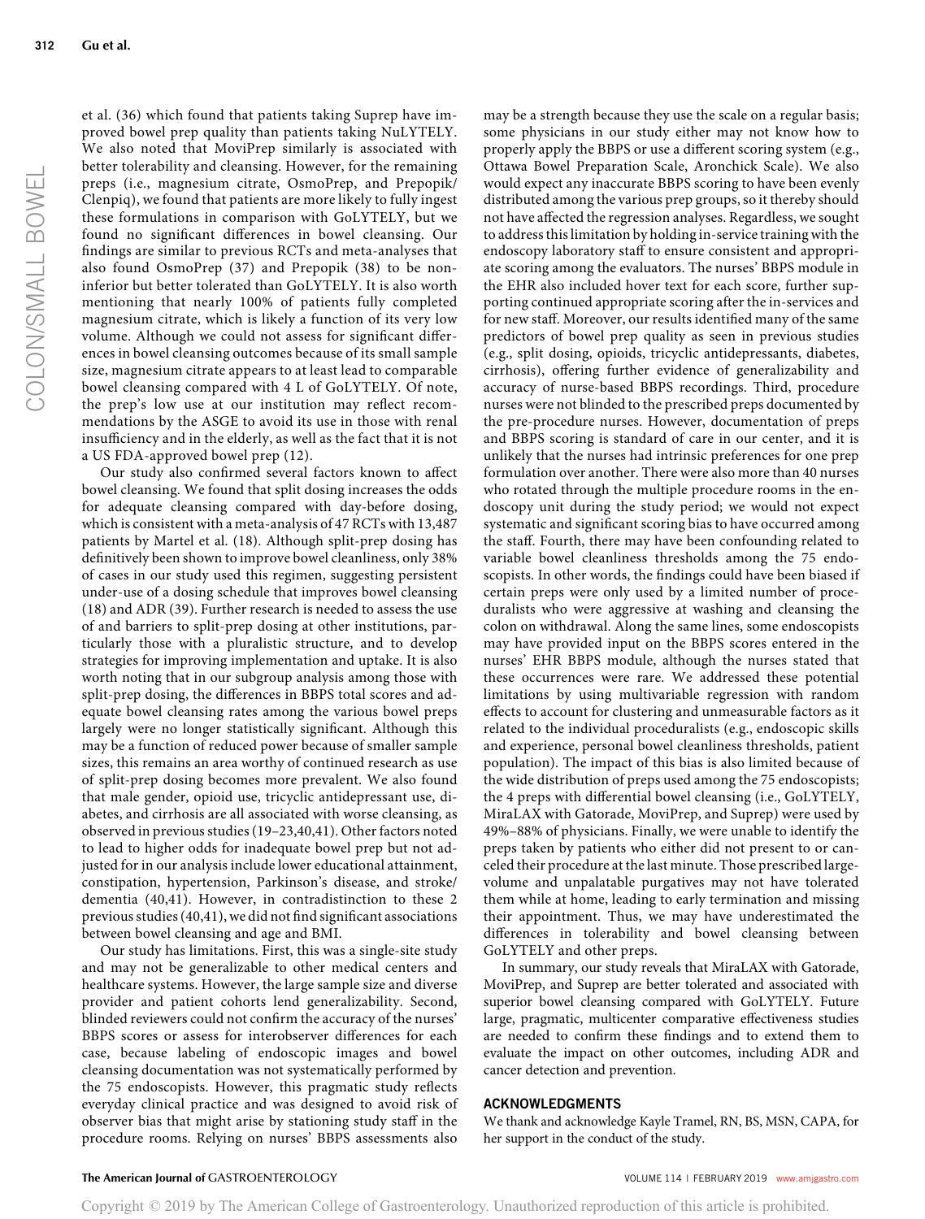et al. (36) which found that patients taking Suprep have improved bowel prep quality than patients taking NuLYTELY. We also noted that MoviPrep similarly is associated with better tolerability and cleansing. However, for the remaining preps (i.e., magnesium citrate, OsmoPrep, and Prepopik/Clenpiq), we found that patients are more likely to fully ingest these formulations in comparison with GoLYTELY, but we found no significant differences in bowel cleansing. Our findings are similar to previous RCTs and meta-analyses that also found OsmoPrep (37) and Prepopik (38) to be noninferior but better tolerated than GoLYTELY. It is also worth mentioning that nearly 100% of patients fully completed magnesium citrate, which is likely a function of its very low volume. Although we could not assess for significant differences in bowel cleansing outcomes because of its small sample size, magnesium citrate appears to at least lead to comparable bowel cleansing compared with 4 L of GoLYTELY. Of note, the prep's low use at our institution may reflect recommendations by the ASGE to avoid its use in those with renal insufficiency and in the elderly, as well as the fact that it is not a US FDA-approved bowel prep (12).

Our study also confirmed several factors known to affect bowel cleansing. We found that split dosing increases the odds for adequate cleansing compared with day-before dosing, which is consistent with a meta-analysis of 47 RCTs with 13,487 patients by Martel et al. (18). Although split-prep dosing has definitively been shown to improve bowel cleanliness, only 38% of cases in our study used this regimen, suggesting persistent under-use of a dosing schedule that improves bowel cleansing (18) and ADR (39). Further research is needed to assess the use of and barriers to split-prep dosing at other institutions, particularly those with a pluralistic structure, and to develop strategies for improving implementation and uptake. It is also worth noting that in our subgroup analysis among those with split-prep dosing, the differences in BBPS total scores and adequate bowel cleansing rates among the various bowel preps largely were no longer statistically significant. Although this may be a function of reduced power because of smaller sample sizes, this remains an area worthy of continued research as use of split-prep dosing becomes more prevalent. We also found that male gender, opioid use, tricyclic antidepressant use, diabetes, and cirrhosis are all associated with worse cleansing, as observed in previous studies (19–23,40,41). Other factors noted to lead to higher odds for inadequate bowel prep but not adjusted for in our analysis include lower educational attainment, constipation, hypertension, Parkinson's disease, and stroke/dementia (40,41). However, in contradistinction to these 2 previous studies (40,41), we did not find significant associations between bowel cleansing and age and BMI.

Our study has limitations. First, this was a single-site study and may not be generalizable to other medical centers and healthcare systems. However, the large sample size and diverse provider and patient cohorts lend generalizability. Second, blinded reviewers could not confirm the accuracy of the nurses' BBPS scores or assess for interobserver differences for each case, because labeling of endoscopic images and bowel cleansing documentation was not systematically performed by the 75 endoscopists. However, this pragmatic study reflects everyday clinical practice and was designed to avoid risk of observer bias that might arise by stationing study staff in the procedure rooms. Relying on nurses' BBPS assessments also may be a strength because they use the scale on a regular basis; some physicians in our study either may not know how to properly apply the BBPS or use a different scoring system (e.g., Ottawa Bowel Preparation Scale, Aronchick Scale). We also would expect any inaccurate BBPS scoring to have been evenly distributed among the various prep groups, so it thereby should not have affected the regression analyses. Regardless, we sought to address this limitation by holding in-service training with the endoscopy laboratory staff to ensure consistent and appropriate scoring among the evaluators. The nurses' BBPS module in the EHR also included hover text for each score, further supporting continued appropriate scoring after the in-services and for new staff. Moreover, our results identified many of the same predictors of bowel prep quality as seen in previous studies (e.g., split dosing, opioids, tricyclic antidepressants, diabetes, cirrhosis), offering further evidence of generalizability and accuracy of nurse-based BBPS recordings. Third, procedure nurses were not blinded to the prescribed preps documented by the pre-procedure nurses. However, documentation of preps and BBPS scoring is standard of care in our center, and it is unlikely that the nurses had intrinsic preferences for one prep formulation over another. There were also more than 40 nurses who rotated through the multiple procedure rooms in the endoscopy unit during the study period; we would not expect systematic and significant scoring bias to have occurred among the staff. Fourth, there may have been confounding related to variable bowel cleanliness thresholds among the 75 endoscopists. In other words, the findings could have been biased if certain preps were only used by a limited number of proceduralists who were aggressive at washing and cleansing the colon on withdrawal. Along the same lines, some endoscopists may have provided input on the BBPS scores entered in the nurses' EHR BBPS module, although the nurses stated that these occurrences were rare. We addressed these potential limitations by using multivariable regression with random effects to account for clustering and unmeasurable factors as it related to the individual proceduralists (e.g., endoscopic skills and experience, personal bowel cleanliness thresholds, patient population). The impact of this bias is also limited because of the wide distribution of preps used among the 75 endoscopists; the 4 preps with differential bowel cleansing (i.e., GoLYTELY, MiraLAX with Gatorade, MoviPrep, and Suprep) were used by 49%–88% of physicians. Finally, we were unable to identify the preps taken by patients who either did not present to or canceled their procedure at the last minute. Those prescribed large-volume and unpalatable purgatives may not have tolerated them while at home, leading to early termination and missing their appointment. Thus, we may have underestimated the differences in tolerability and bowel cleansing between GoLYTELY and other preps.

In summary, our study reveals that MiraLAX with Gatorade, MoviPrep, and Suprep are better tolerated and associated with superior bowel cleansing compared with GoLYTELY. Future large, pragmatic, multicenter comparative effectiveness studies are needed to confirm these findings and to extend them to evaluate the impact on other outcomes, including ADR and cancer detection and prevention.

## ACKNOWLEDGMENTS

We thank and acknowledge Kayle Tramel, RN, BS, MSN, CAPA, for her support in the conduct of the study.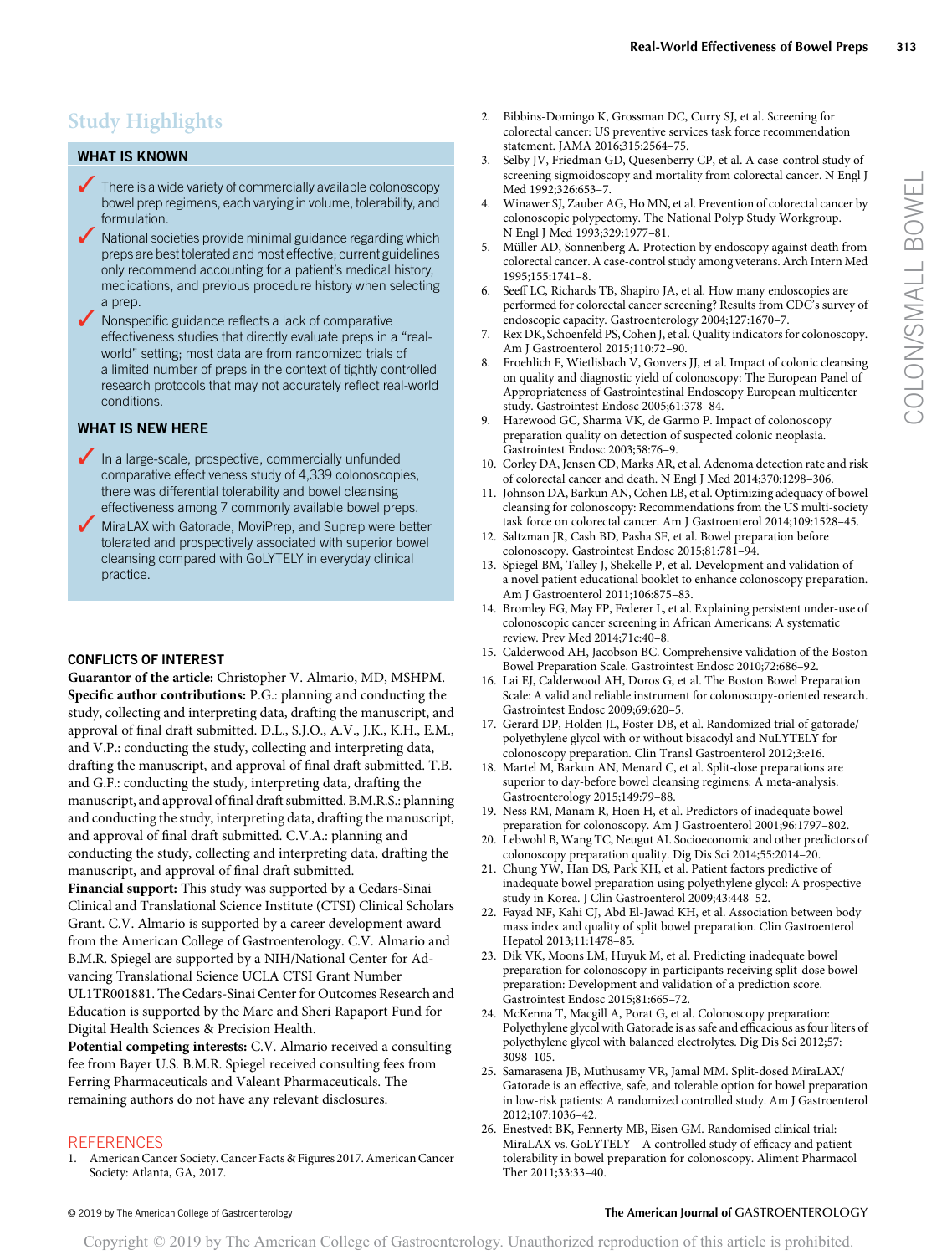## Study Highlights

### WHAT IS KNOWN

- ✓ There is a wide variety of commercially available colonoscopy bowel prep regimens, each varying in volume, tolerability, and formulation.
- ✓ National societies provide minimal guidance regarding which preps are best tolerated and most effective; current guidelines only recommend accounting for a patient's medical history, medications, and previous procedure history when selecting a prep.
- ✓ Nonspecific guidance reflects a lack of comparative effectiveness studies that directly evaluate preps in a "real-world" setting; most data are from randomized trials of a limited number of preps in the context of tightly controlled research protocols that may not accurately reflect real-world conditions.

### WHAT IS NEW HERE

- ✓ In a large-scale, prospective, commercially unfunded comparative effectiveness study of 4,339 colonoscopies, there was differential tolerability and bowel cleansing effectiveness among 7 commonly available bowel preps.
- ✓ MiraLAX with Gatorade, MoviPrep, and Suprep were better tolerated and prospectively associated with superior bowel cleansing compared with GoLYTELY in everyday clinical practice.

## CONFLICTS OF INTEREST

**Guarantor of the article:** Christopher V. Almario, MD, MSHPM.

**Specific author contributions:** P.G.: planning and conducting the study, collecting and interpreting data, drafting the manuscript, and approval of final draft submitted. D.L., S.J.O., A.V., J.K., K.H., E.M., and V.P.: conducting the study, collecting and interpreting data, drafting the manuscript, and approval of final draft submitted. T.B. and G.F.: conducting the study, interpreting data, drafting the manuscript, and approval of final draft submitted. B.M.R.S.: planning and conducting the study, interpreting data, drafting the manuscript, and approval of final draft submitted. C.V.A.: planning and conducting the study, collecting and interpreting data, drafting the manuscript, and approval of final draft submitted.

**Financial support:** This study was supported by a Cedars-Sinai Clinical and Translational Science Institute (CTSI) Clinical Scholars Grant. C.V. Almario is supported by a career development award from the American College of Gastroenterology. C.V. Almario and B.M.R. Spiegel are supported by a NIH/National Center for Advancing Translational Science UCLA CTSI Grant Number UL1TR001881. The Cedars-Sinai Center for Outcomes Research and Education is supported by the Marc and Sheri Rapaport Fund for Digital Health Sciences & Precision Health.

**Potential competing interests:** C.V. Almario received a consulting fee from Bayer U.S. B.M.R. Spiegel received consulting fees from Ferring Pharmaceuticals and Valeant Pharmaceuticals. The remaining authors do not have any relevant disclosures.

## REFERENCES

1. American Cancer Society. Cancer Facts & Figures 2017. American Cancer Society: Atlanta, GA, 2017.
2. Bibbins-Domingo K, Grossman DC, Curry SJ, et al. Screening for colorectal cancer: US preventive services task force recommendation statement. JAMA 2016;315:2564–75.
3. Selby JV, Friedman GD, Quesenberry CP, et al. A case-control study of screening sigmoidoscopy and mortality from colorectal cancer. N Engl J Med 1992;326:653–7.
4. Winawer SJ, Zauber AG, Ho MN, et al. Prevention of colorectal cancer by colonoscopic polypectomy. The National Polyp Study Workgroup. N Engl J Med 1993;329:1977–81.
5. Müller AD, Sonnenberg A. Protection by endoscopy against death from colorectal cancer. A case-control study among veterans. Arch Intern Med 1995;155:1741–8.
6. Seeff LC, Richards TB, Shapiro JA, et al. How many endoscopies are performed for colorectal cancer screening? Results from CDC's survey of endoscopic capacity. Gastroenterology 2004;127:1670–7.
7. Rex DK, Schoenfeld PS, Cohen J, et al. Quality indicators for colonoscopy. Am J Gastroenterol 2015;110:72–90.
8. Froehlich F, Wietlisbach V, Gonvers JJ, et al. Impact of colonic cleansing on quality and diagnostic yield of colonoscopy: The European Panel of Appropriateness of Gastrointestinal Endoscopy European multicenter study. Gastrointest Endosc 2005;61:378–84.
9. Harewood GC, Sharma VK, de Garmo P. Impact of colonoscopy preparation quality on detection of suspected colonic neoplasia. Gastrointest Endosc 2003;58:76–9.
10. Corley DA, Jensen CD, Marks AR, et al. Adenoma detection rate and risk of colorectal cancer and death. N Engl J Med 2014;370:1298–306.
11. Johnson DA, Barkun AN, Cohen LB, et al. Optimizing adequacy of bowel cleansing for colonoscopy: Recommendations from the US multi-society task force on colorectal cancer. Am J Gastroenterol 2014;109:1528–45.
12. Saltzman JR, Cash BD, Pasha SF, et al. Bowel preparation before colonoscopy. Gastrointest Endosc 2015;81:781–94.
13. Spiegel BM, Talley J, Shekelle P, et al. Development and validation of a novel patient educational booklet to enhance colonoscopy preparation. Am J Gastroenterol 2011;106:875–83.
14. Bromley EG, May FP, Federer L, et al. Explaining persistent under-use of colonoscopic cancer screening in African Americans: A systematic review. Prev Med 2014;71c:40–8.
15. Calderwood AH, Jacobson BC. Comprehensive validation of the Boston Bowel Preparation Scale. Gastrointest Endosc 2010;72:686–92.
16. Lai EJ, Calderwood AH, Doros G, et al. The Boston Bowel Preparation Scale: A valid and reliable instrument for colonoscopy-oriented research. Gastrointest Endosc 2009;69:620–5.
17. Gerard DP, Holden JL, Foster DB, et al. Randomized trial of gatorade/polyethylene glycol with or without bisacodyl and NuLYTELY for colonoscopy preparation. Clin Transl Gastroenterol 2012;3:e16.
18. Martel M, Barkun AN, Menard C, et al. Split-dose preparations are superior to day-before bowel cleansing regimens: A meta-analysis. Gastroenterology 2015;149:79–88.
19. Ness RM, Manam R, Hoen H, et al. Predictors of inadequate bowel preparation for colonoscopy. Am J Gastroenterol 2001;96:1797–802.
20. Lebwohl B, Wang TC, Neugut AI. Socioeconomic and other predictors of colonoscopy preparation quality. Dig Dis Sci 2014;55:2014–20.
21. Chung YW, Han DS, Park KH, et al. Patient factors predictive of inadequate bowel preparation using polyethylene glycol: A prospective study in Korea. J Clin Gastroenterol 2009;43:448–52.
22. Fayad NF, Kahi CJ, Abd El-Jawad KH, et al. Association between body mass index and quality of split bowel preparation. Clin Gastroenterol Hepatol 2013;11:1478–85.
23. Dik VK, Moons LM, Huyuk M, et al. Predicting inadequate bowel preparation for colonoscopy in participants receiving split-dose bowel preparation: Development and validation of a prediction score. Gastrointest Endosc 2015;81:665–72.
24. McKenna T, Macgill A, Porat G, et al. Colonoscopy preparation: Polyethylene glycol with Gatorade is as safe and efficacious as four liters of polyethylene glycol with balanced electrolytes. Dig Dis Sci 2012;57:3098–105.
25. Samarasena JB, Muthusamy VR, Jamal MM. Split-dosed MiraLAX/Gatorade is an effective, safe, and tolerable option for bowel preparation in low-risk patients: A randomized controlled study. Am J Gastroenterol 2012;107:1036–42.
26. Enestvedt BK, Fennerty MB, Eisen GM. Randomised clinical trial: MiraLAX vs. GoLYTELY—A controlled study of efficacy and patient tolerability in bowel preparation for colonoscopy. Aliment Pharmacol Ther 2011;33:33–40.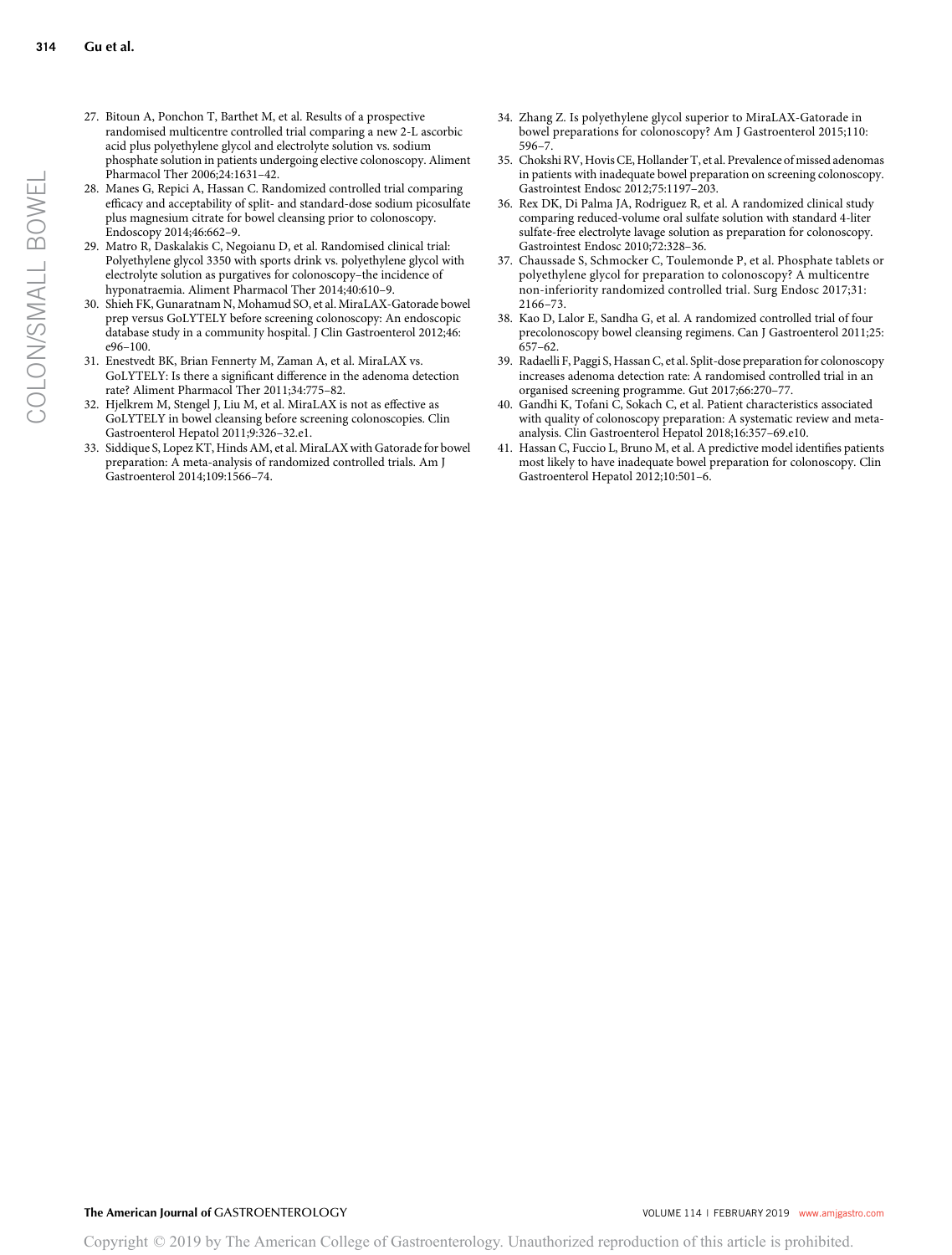27. Bitoun A, Ponchon T, Barthet M, et al. Results of a prospective randomised multicentre controlled trial comparing a new 2-L ascorbic acid plus polyethylene glycol and electrolyte solution vs. sodium phosphate solution in patients undergoing elective colonoscopy. Aliment Pharmacol Ther 2006;24:1631–42.
28. Manes G, Repici A, Hassan C. Randomized controlled trial comparing efficacy and acceptability of split- and standard-dose sodium picosulfate plus magnesium citrate for bowel cleansing prior to colonoscopy. Endoscopy 2014;46:662–9.
29. Matro R, Daskalakis C, Negoianu D, et al. Randomised clinical trial: Polyethylene glycol 3350 with sports drink vs. polyethylene glycol with electrolyte solution as purgatives for colonoscopy–the incidence of hyponatraemia. Aliment Pharmacol Ther 2014;40:610–9.
30. Shieh FK, Gunaratnam N, Mohamud SO, et al. MiraLAX-Gatorade bowel prep versus GoLYTELY before screening colonoscopy: An endoscopic database study in a community hospital. J Clin Gastroenterol 2012;46: e96–100.
31. Enestvedt BK, Brian Fennerty M, Zaman A, et al. MiraLAX vs. GoLYTELY: Is there a significant difference in the adenoma detection rate? Aliment Pharmacol Ther 2011;34:775–82.
32. Hjelkrem M, Stengel J, Liu M, et al. MiraLAX is not as effective as GoLYTELY in bowel cleansing before screening colonoscopies. Clin Gastroenterol Hepatol 2011;9:326–32.e1.
33. Siddique S, Lopez KT, Hinds AM, et al. MiraLAX with Gatorade for bowel preparation: A meta-analysis of randomized controlled trials. Am J Gastroenterol 2014;109:1566–74.
34. Zhang Z. Is polyethylene glycol superior to MiraLAX-Gatorade in bowel preparations for colonoscopy? Am J Gastroenterol 2015;110: 596–7.
35. Chokshi RV, Hovis CE, Hollander T, et al. Prevalence of missed adenomas in patients with inadequate bowel preparation on screening colonoscopy. Gastrointest Endosc 2012;75:1197–203.
36. Rex DK, Di Palma JA, Rodriguez R, et al. A randomized clinical study comparing reduced-volume oral sulfate solution with standard 4-liter sulfate-free electrolyte lavage solution as preparation for colonoscopy. Gastrointest Endosc 2010;72:328–36.
37. Chaussade S, Schmocker C, Toulemonde P, et al. Phosphate tablets or polyethylene glycol for preparation to colonoscopy? A multicentre non-inferiority randomized controlled trial. Surg Endosc 2017;31: 2166–73.
38. Kao D, Lalor E, Sandha G, et al. A randomized controlled trial of four precolonoscopy bowel cleansing regimens. Can J Gastroenterol 2011;25: 657–62.
39. Radaelli F, Paggi S, Hassan C, et al. Split-dose preparation for colonoscopy increases adenoma detection rate: A randomised controlled trial in an organised screening programme. Gut 2017;66:270–77.
40. Gandhi K, Tofani C, Sokach C, et al. Patient characteristics associated with quality of colonoscopy preparation: A systematic review and meta-analysis. Clin Gastroenterol Hepatol 2018;16:357–69.e10.
41. Hassan C, Fuccio L, Bruno M, et al. A predictive model identifies patients most likely to have inadequate bowel preparation for colonoscopy. Clin Gastroenterol Hepatol 2012;10:501–6.